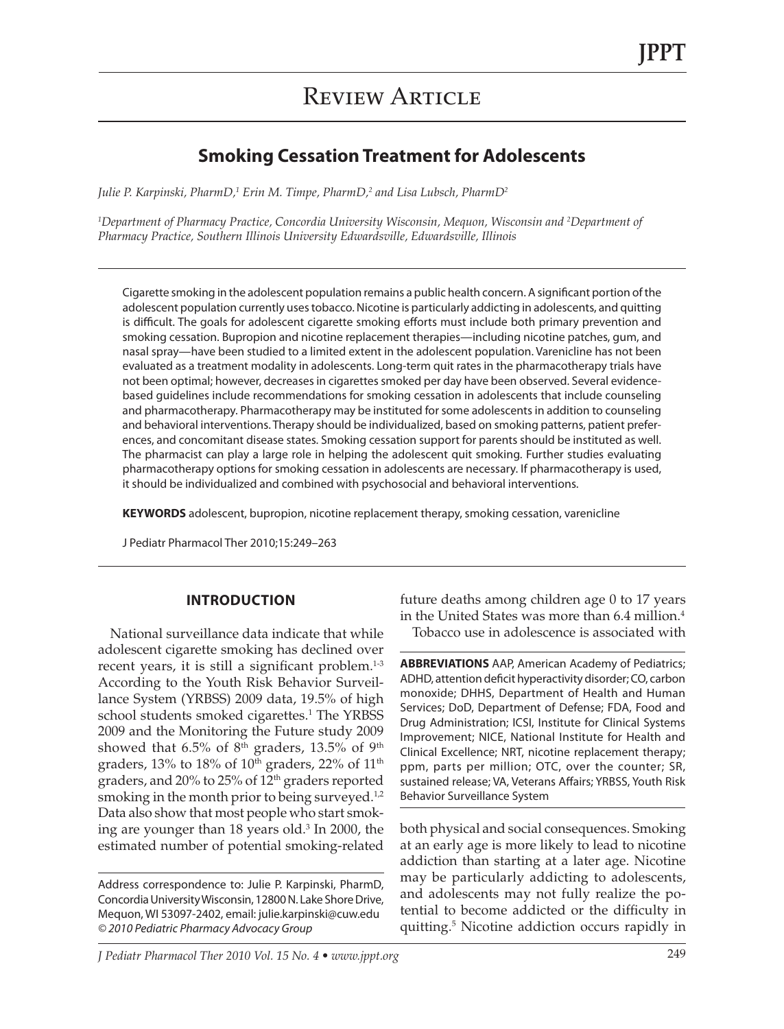# Review Article

## Smoking Cessation Treatment for Adolescents

*Julie P. Karpinski, PharmD,[1] Erin M. Timpe, PharmD,[2] and Lisa Lubsch, PharmD[2]*

*[1]Department of Pharmacy Practice, Concordia University Wisconsin, Mequon, Wisconsin and [2]Department of Pharmacy Practice, Southern Illinois University Edwardsville, Edwardsville, Illinois*

Cigarette smoking in the adolescent population remains a public health concern. A significant portion of the adolescent population currently uses tobacco. Nicotine is particularly addicting in adolescents, and quitting is difficult. The goals for adolescent cigarette smoking efforts must include both primary prevention and smoking cessation. Bupropion and nicotine replacement therapies—including nicotine patches, gum, and nasal spray—have been studied to a limited extent in the adolescent population. Varenicline has not been evaluated as a treatment modality in adolescents. Long-term quit rates in the pharmacotherapy trials have not been optimal; however, decreases in cigarettes smoked per day have been observed. Several evidence-based guidelines include recommendations for smoking cessation in adolescents that include counseling and pharmacotherapy. Pharmacotherapy may be instituted for some adolescents in addition to counseling and behavioral interventions. Therapy should be individualized, based on smoking patterns, patient preferences, and concomitant disease states. Smoking cessation support for parents should be instituted as well. The pharmacist can play a large role in helping the adolescent quit smoking. Further studies evaluating pharmacotherapy options for smoking cessation in adolescents are necessary. If pharmacotherapy is used, it should be individualized and combined with psychosocial and behavioral interventions.

**KEYWORDS** adolescent, bupropion, nicotine replacement therapy, smoking cessation, varenicline

J Pediatr Pharmacol Ther 2010;15:249–263

### INTRODUCTION

National surveillance data indicate that while adolescent cigarette smoking has declined over recent years, it is still a significant problem.[1-3] According to the Youth Risk Behavior Surveillance System (YRBSS) 2009 data, 19.5% of high school students smoked cigarettes.[1] The YRBSS 2009 and the Monitoring the Future study 2009 showed that 6.5% of 8th graders, 13.5% of 9th graders, 13% to 18% of 10th graders, 22% of 11th graders, and 20% to 25% of 12th graders reported smoking in the month prior to being surveyed.[1,2] Data also show that most people who start smoking are younger than 18 years old.[3] In 2000, the estimated number of potential smoking-related future deaths among children age 0 to 17 years in the United States was more than 6.4 million.[4]

Tobacco use in adolescence is associated with both physical and social consequences. Smoking at an early age is more likely to lead to nicotine addiction than starting at a later age. Nicotine may be particularly addicting to adolescents, and adolescents may not fully realize the potential to become addicted or the difficulty in quitting.[5] Nicotine addiction occurs rapidly in

**ABBREVIATIONS** AAP, American Academy of Pediatrics; ADHD, attention deficit hyperactivity disorder; CO, carbon monoxide; DHHS, Department of Health and Human Services; DoD, Department of Defense; FDA, Food and Drug Administration; ICSI, Institute for Clinical Systems Improvement; NICE, National Institute for Health and Clinical Excellence; NRT, nicotine replacement therapy; ppm, parts per million; OTC, over the counter; SR, sustained release; VA, Veterans Affairs; YRBSS, Youth Risk Behavior Surveillance System

Address correspondence to: Julie P. Karpinski, PharmD, Concordia University Wisconsin, 12800 N. Lake Shore Drive, Mequon, WI 53097-2402, email: julie.karpinski@cuw.edu
*© 2010 Pediatric Pharmacy Advocacy Group*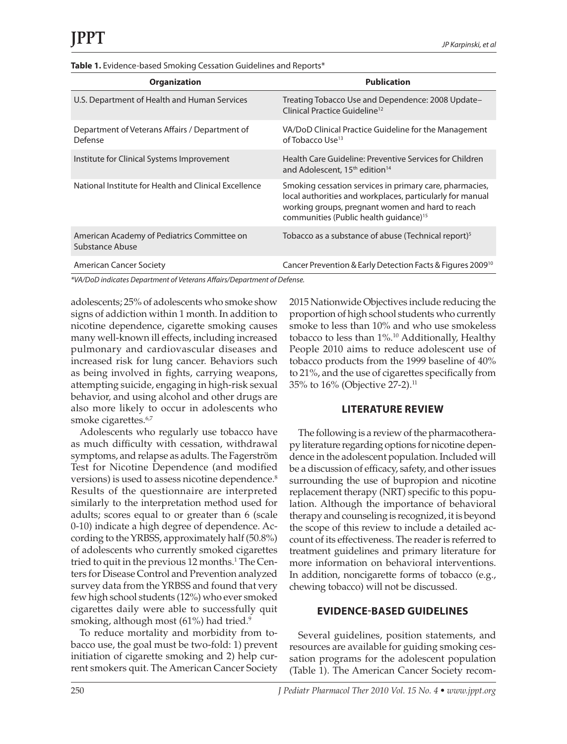**Table 1.** Evidence-based Smoking Cessation Guidelines and Reports*

| Organization | Publication |
|---|---|
| U.S. Department of Health and Human Services | Treating Tobacco Use and Dependence: 2008 Update–Clinical Practice Guideline[12] |
| Department of Veterans Affairs / Department of Defense | VA/DoD Clinical Practice Guideline for the Management of Tobacco Use[13] |
| Institute for Clinical Systems Improvement | Health Care Guideline: Preventive Services for Children and Adolescent, 15th edition[14] |
| National Institute for Health and Clinical Excellence | Smoking cessation services in primary care, pharmacies, local authorities and workplaces, particularly for manual working groups, pregnant women and hard to reach communities (Public health guidance)[15] |
| American Academy of Pediatrics Committee on Substance Abuse | Tobacco as a substance of abuse (Technical report)[5] |
| American Cancer Society | Cancer Prevention & Early Detection Facts & Figures 2009[10] |

*VA/DoD indicates Department of Veterans Affairs/Department of Defense.*

adolescents; 25% of adolescents who smoke show signs of addiction within 1 month. In addition to nicotine dependence, cigarette smoking causes many well-known ill effects, including increased pulmonary and cardiovascular diseases and increased risk for lung cancer. Behaviors such as being involved in fights, carrying weapons, attempting suicide, engaging in high-risk sexual behavior, and using alcohol and other drugs are also more likely to occur in adolescents who smoke cigarettes.[6,7]

Adolescents who regularly use tobacco have as much difficulty with cessation, withdrawal symptoms, and relapse as adults. The Fagerström Test for Nicotine Dependence (and modified versions) is used to assess nicotine dependence.[8] Results of the questionnaire are interpreted similarly to the interpretation method used for adults; scores equal to or greater than 6 (scale 0-10) indicate a high degree of dependence. According to the YRBSS, approximately half (50.8%) of adolescents who currently smoked cigarettes tried to quit in the previous 12 months.[1] The Centers for Disease Control and Prevention analyzed survey data from the YRBSS and found that very few high school students (12%) who ever smoked cigarettes daily were able to successfully quit smoking, although most (61%) had tried.[9]

To reduce mortality and morbidity from tobacco use, the goal must be two-fold: 1) prevent initiation of cigarette smoking and 2) help current smokers quit. The American Cancer Society 2015 Nationwide Objectives include reducing the proportion of high school students who currently smoke to less than 10% and who use smokeless tobacco to less than 1%.[10] Additionally, Healthy People 2010 aims to reduce adolescent use of tobacco products from the 1999 baseline of 40% to 21%, and the use of cigarettes specifically from 35% to 16% (Objective 27-2).[11]

## LITERATURE REVIEW

The following is a review of the pharmacotherapy literature regarding options for nicotine dependence in the adolescent population. Included will be a discussion of efficacy, safety, and other issues surrounding the use of bupropion and nicotine replacement therapy (NRT) specific to this population. Although the importance of behavioral therapy and counseling is recognized, it is beyond the scope of this review to include a detailed account of its effectiveness. The reader is referred to treatment guidelines and primary literature for more information on behavioral interventions. In addition, noncigarette forms of tobacco (e.g., chewing tobacco) will not be discussed.

## EVIDENCE-BASED GUIDELINES

Several guidelines, position statements, and resources are available for guiding smoking cessation programs for the adolescent population (Table 1). The American Cancer Society recom-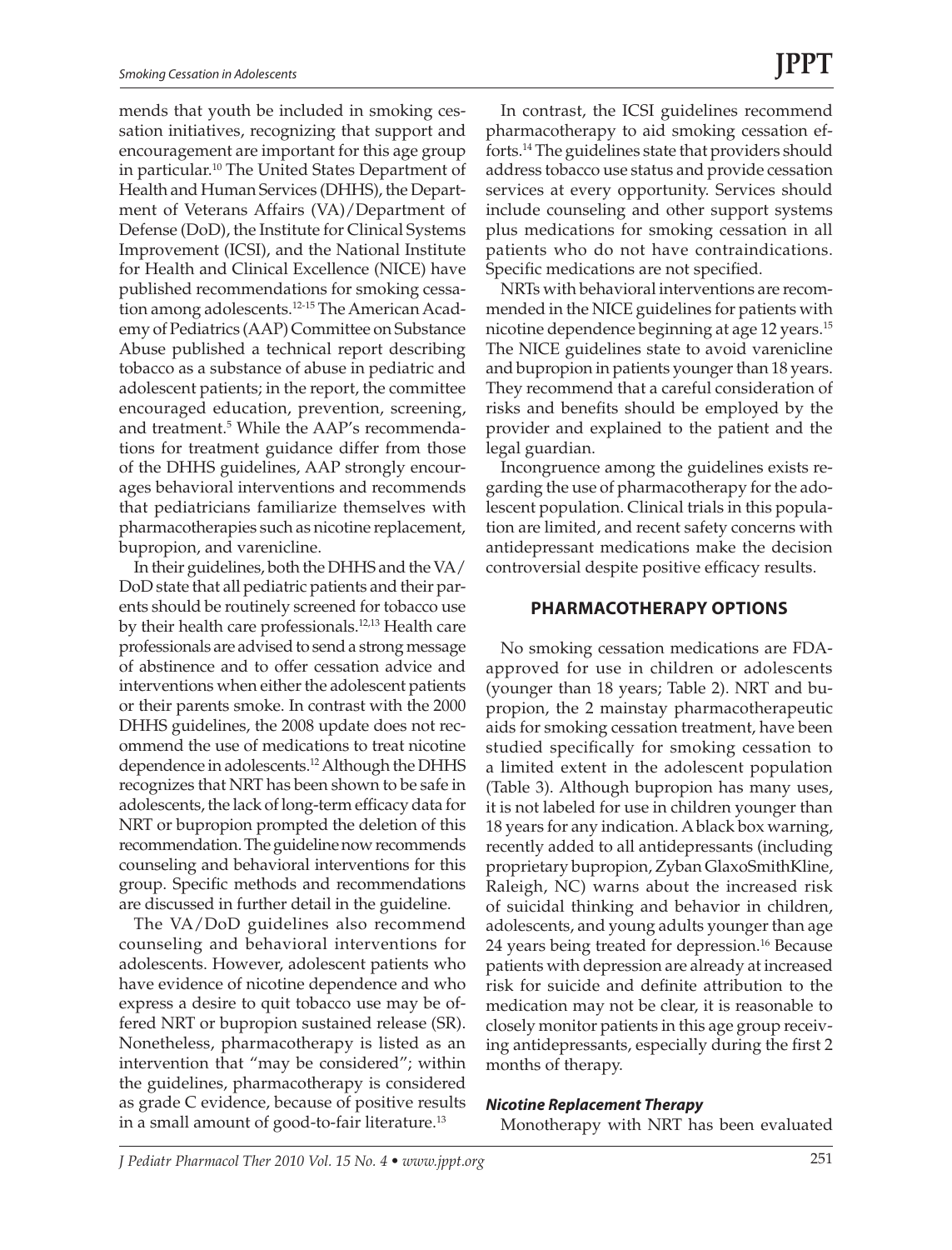mends that youth be included in smoking cessation initiatives, recognizing that support and encouragement are important for this age group in particular.[10] The United States Department of Health and Human Services (DHHS), the Department of Veterans Affairs (VA)/Department of Defense (DoD), the Institute for Clinical Systems Improvement (ICSI), and the National Institute for Health and Clinical Excellence (NICE) have published recommendations for smoking cessation among adolescents.[12-15] The American Academy of Pediatrics (AAP) Committee on Substance Abuse published a technical report describing tobacco as a substance of abuse in pediatric and adolescent patients; in the report, the committee encouraged education, prevention, screening, and treatment.[5] While the AAP's recommendations for treatment guidance differ from those of the DHHS guidelines, AAP strongly encourages behavioral interventions and recommends that pediatricians familiarize themselves with pharmacotherapies such as nicotine replacement, bupropion, and varenicline.

In their guidelines, both the DHHS and the VA/DoD state that all pediatric patients and their parents should be routinely screened for tobacco use by their health care professionals.[12,13] Health care professionals are advised to send a strong message of abstinence and to offer cessation advice and interventions when either the adolescent patients or their parents smoke. In contrast with the 2000 DHHS guidelines, the 2008 update does not recommend the use of medications to treat nicotine dependence in adolescents.[12] Although the DHHS recognizes that NRT has been shown to be safe in adolescents, the lack of long-term efficacy data for NRT or bupropion prompted the deletion of this recommendation. The guideline now recommends counseling and behavioral interventions for this group. Specific methods and recommendations are discussed in further detail in the guideline.

The VA/DoD guidelines also recommend counseling and behavioral interventions for adolescents. However, adolescent patients who have evidence of nicotine dependence and who express a desire to quit tobacco use may be offered NRT or bupropion sustained release (SR). Nonetheless, pharmacotherapy is listed as an intervention that "may be considered"; within the guidelines, pharmacotherapy is considered as grade C evidence, because of positive results in a small amount of good-to-fair literature.[13]

In contrast, the ICSI guidelines recommend pharmacotherapy to aid smoking cessation efforts.[14] The guidelines state that providers should address tobacco use status and provide cessation services at every opportunity. Services should include counseling and other support systems plus medications for smoking cessation in all patients who do not have contraindications. Specific medications are not specified.

NRTs with behavioral interventions are recommended in the NICE guidelines for patients with nicotine dependence beginning at age 12 years.[15] The NICE guidelines state to avoid varenicline and bupropion in patients younger than 18 years. They recommend that a careful consideration of risks and benefits should be employed by the provider and explained to the patient and the legal guardian.

Incongruence among the guidelines exists regarding the use of pharmacotherapy for the adolescent population. Clinical trials in this population are limited, and recent safety concerns with antidepressant medications make the decision controversial despite positive efficacy results.

## PHARMACOTHERAPY OPTIONS

No smoking cessation medications are FDA-approved for use in children or adolescents (younger than 18 years; Table 2). NRT and bupropion, the 2 mainstay pharmacotherapeutic aids for smoking cessation treatment, have been studied specifically for smoking cessation to a limited extent in the adolescent population (Table 3). Although bupropion has many uses, it is not labeled for use in children younger than 18 years for any indication. A black box warning, recently added to all antidepressants (including proprietary bupropion, Zyban GlaxoSmithKline, Raleigh, NC) warns about the increased risk of suicidal thinking and behavior in children, adolescents, and young adults younger than age 24 years being treated for depression.[16] Because patients with depression are already at increased risk for suicide and definite attribution to the medication may not be clear, it is reasonable to closely monitor patients in this age group receiving antidepressants, especially during the first 2 months of therapy.

### *Nicotine Replacement Therapy*

Monotherapy with NRT has been evaluated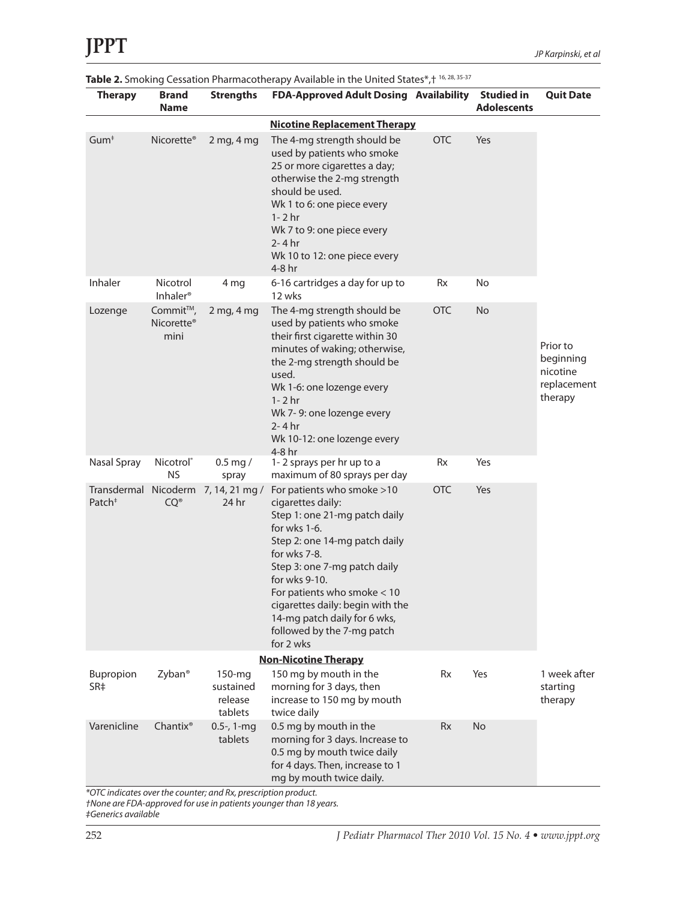**Table 2.** Smoking Cessation Pharmacotherapy Available in the United States*,† [16, 28, 35-37]

| Therapy | Brand Name | Strengths | FDA-Approved Adult Dosing | Availability | Studied in Adolescents | Quit Date |
|---|---|---|---|---|---|---|
| **Nicotine Replacement Therapy** | | | | | | |
| Gum‡ | Nicorette® | 2 mg, 4 mg | The 4-mg strength should be used by patients who smoke 25 or more cigarettes a day; otherwise the 2-mg strength should be used.<br>Wk 1 to 6: one piece every 1- 2 hr<br>Wk 7 to 9: one piece every 2- 4 hr<br>Wk 10 to 12: one piece every 4-8 hr | OTC | Yes | Prior to beginning nicotine replacement therapy |
| Inhaler | Nicotrol Inhaler® | 4 mg | 6-16 cartridges a day for up to 12 wks | Rx | No | |
| Lozenge | Commit™, Nicorette® mini | 2 mg, 4 mg | The 4-mg strength should be used by patients who smoke their first cigarette within 30 minutes of waking; otherwise, the 2-mg strength should be used.<br>Wk 1-6: one lozenge every 1- 2 hr<br>Wk 7- 9: one lozenge every 2- 4 hr<br>Wk 10-12: one lozenge every 4-8 hr | OTC | No | |
| Nasal Spray | Nicotrol® NS | 0.5 mg / spray | 1- 2 sprays per hr up to a maximum of 80 sprays per day | Rx | Yes | |
| Transdermal Patch‡ | Nicoderm CQ® | 7, 14, 21 mg / 24 hr | For patients who smoke >10 cigarettes daily:<br>Step 1: one 21-mg patch daily for wks 1-6.<br>Step 2: one 14-mg patch daily for wks 7-8.<br>Step 3: one 7-mg patch daily for wks 9-10.<br>For patients who smoke < 10 cigarettes daily: begin with the 14-mg patch daily for 6 wks, followed by the 7-mg patch for 2 wks | OTC | Yes | |
| **Non-Nicotine Therapy** | | | | | | |
| Bupropion SR‡ | Zyban® | 150-mg sustained release tablets | 150 mg by mouth in the morning for 3 days, then increase to 150 mg by mouth twice daily | Rx | Yes | 1 week after starting therapy |
| Varenicline | Chantix® | 0.5-, 1-mg tablets | 0.5 mg by mouth in the morning for 3 days. Increase to 0.5 mg by mouth twice daily for 4 days. Then, increase to 1 mg by mouth twice daily. | Rx | No | |

*OTC indicates over the counter; and Rx, prescription product.
†None are FDA-approved for use in patients younger than 18 years.
‡Generics available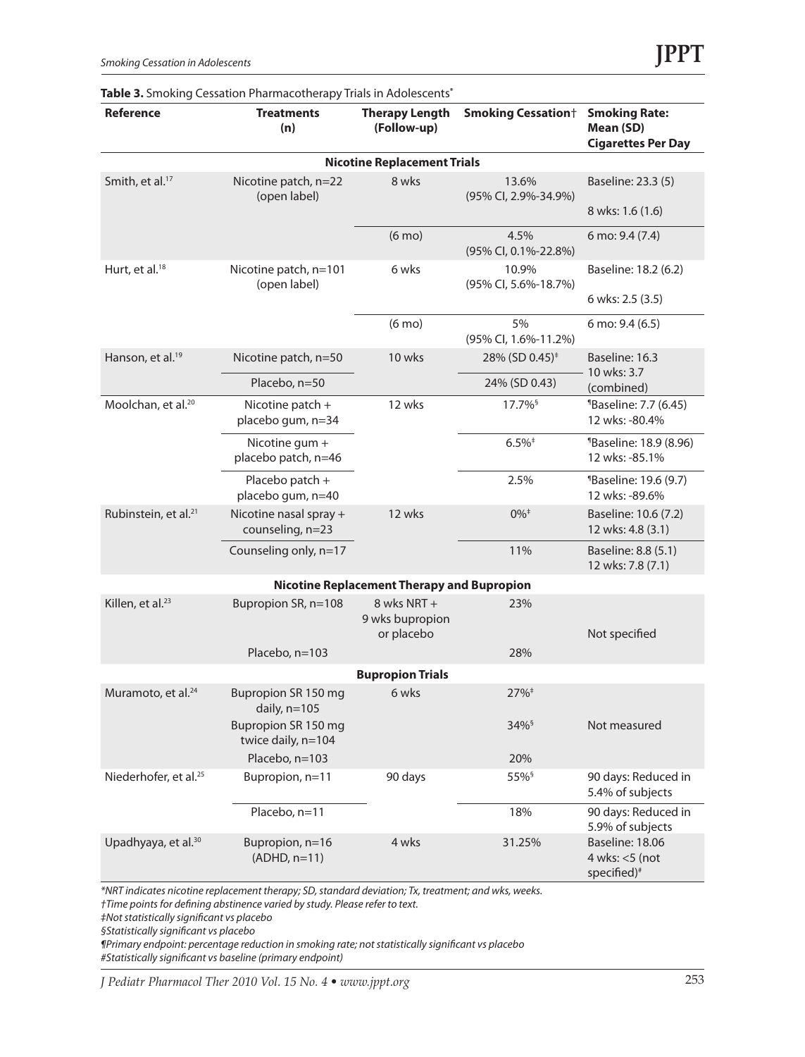**Table 3.** Smoking Cessation Pharmacotherapy Trials in Adolescents*

| Reference | Treatments (n) | Therapy Length (Follow-up) | Smoking Cessation† | Smoking Rate: Mean (SD) Cigarettes Per Day |
|---|---|---|---|---|
| **Nicotine Replacement Trials** | | | | |
| Smith, et al.[17] | Nicotine patch, n=22 (open label) | 8 wks | 13.6% (95% CI, 2.9%-34.9%) | Baseline: 23.3 (5)<br>8 wks: 1.6 (1.6) |
| | | (6 mo) | 4.5% (95% CI, 0.1%-22.8%) | 6 mo: 9.4 (7.4) |
| Hurt, et al.[18] | Nicotine patch, n=101 (open label) | 6 wks | 10.9% (95% CI, 5.6%-18.7%) | Baseline: 18.2 (6.2)<br>6 wks: 2.5 (3.5) |
| | | (6 mo) | 5% (95% CI, 1.6%-11.2%) | 6 mo: 9.4 (6.5) |
| Hanson, et al.[19] | Nicotine patch, n=50 | 10 wks | 28% (SD 0.45)‡ | Baseline: 16.3<br>10 wks: 3.7 (combined) |
| | Placebo, n=50 | | 24% (SD 0.43) | |
| Moolchan, et al.[20] | Nicotine patch + placebo gum, n=34 | 12 wks | 17.7%§ | ¶Baseline: 7.7 (6.45)<br>12 wks: -80.4% |
| | Nicotine gum + placebo patch, n=46 | | 6.5%‡ | ¶Baseline: 18.9 (8.96)<br>12 wks: -85.1% |
| | Placebo patch + placebo gum, n=40 | | 2.5% | ¶Baseline: 19.6 (9.7)<br>12 wks: -89.6% |
| Rubinstein, et al.[21] | Nicotine nasal spray + counseling, n=23 | 12 wks | 0%‡ | Baseline: 10.6 (7.2)<br>12 wks: 4.8 (3.1) |
| | Counseling only, n=17 | | 11% | Baseline: 8.8 (5.1)<br>12 wks: 7.8 (7.1) |
| **Nicotine Replacement Therapy and Bupropion** | | | | |
| Killen, et al.[23] | Bupropion SR, n=108 | 8 wks NRT + 9 wks bupropion or placebo | 23% | Not specified |
| | Placebo, n=103 | | 28% | |
| **Bupropion Trials** | | | | |
| Muramoto, et al.[24] | Bupropion SR 150 mg daily, n=105 | 6 wks | 27%‡ | Not measured |
| | Bupropion SR 150 mg twice daily, n=104 | | 34%§ | |
| | Placebo, n=103 | | 20% | |
| Niederhofer, et al.[25] | Bupropion, n=11 | 90 days | 55%§ | 90 days: Reduced in 5.4% of subjects |
| | Placebo, n=11 | | 18% | 90 days: Reduced in 5.9% of subjects |
| Upadhyaya, et al.[30] | Bupropion, n=16 (ADHD, n=11) | 4 wks | 31.25% | Baseline: 18.06<br>4 wks: <5 (not specified)# |

*NRT indicates nicotine replacement therapy; SD, standard deviation; Tx, treatment; and wks, weeks.
†Time points for defining abstinence varied by study. Please refer to text.
‡Not statistically significant vs placebo
§Statistically significant vs placebo
¶Primary endpoint: percentage reduction in smoking rate; not statistically significant vs placebo
#Statistically significant vs baseline (primary endpoint)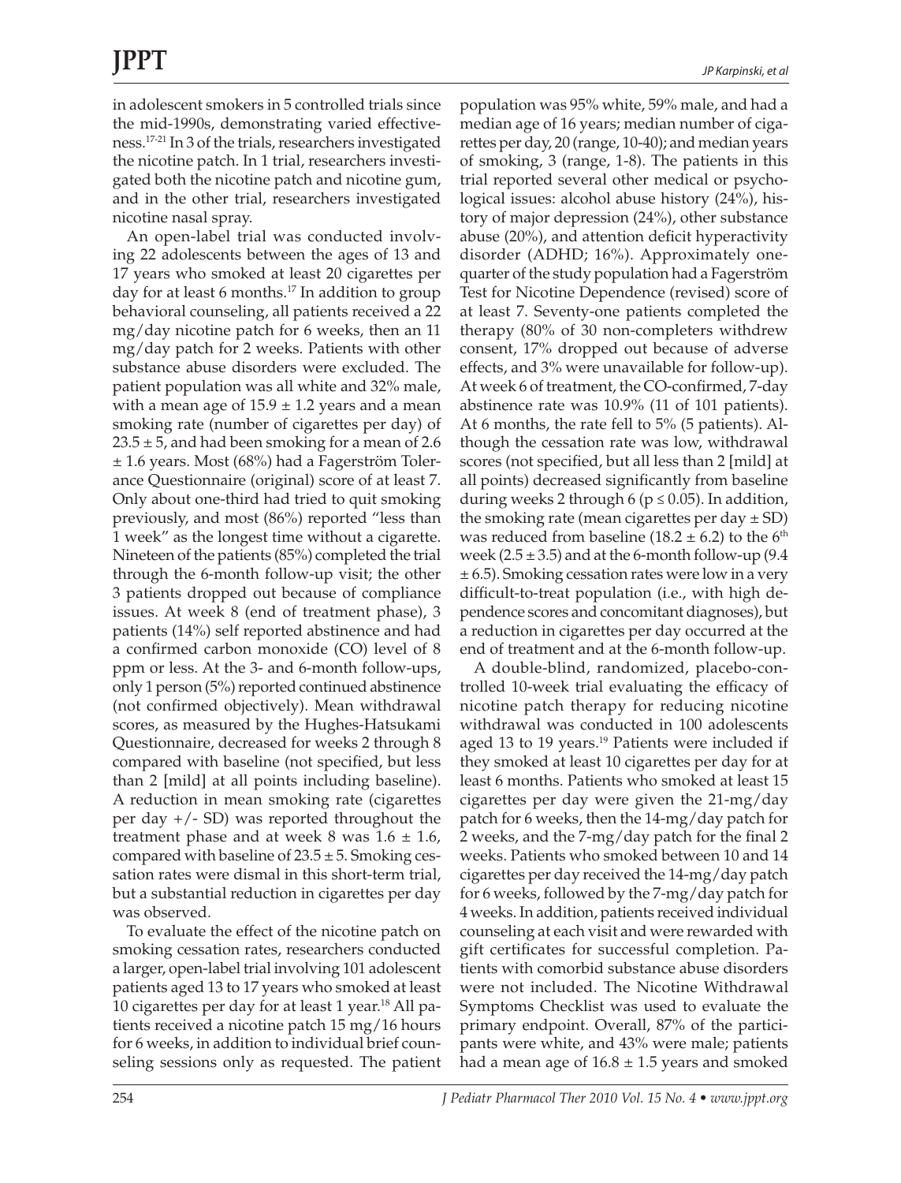in adolescent smokers in 5 controlled trials since the mid-1990s, demonstrating varied effectiveness.[17-21] In 3 of the trials, researchers investigated the nicotine patch. In 1 trial, researchers investigated both the nicotine patch and nicotine gum, and in the other trial, researchers investigated nicotine nasal spray.

An open-label trial was conducted involving 22 adolescents between the ages of 13 and 17 years who smoked at least 20 cigarettes per day for at least 6 months.[17] In addition to group behavioral counseling, all patients received a 22 mg/day nicotine patch for 6 weeks, then an 11 mg/day patch for 2 weeks. Patients with other substance abuse disorders were excluded. The patient population was all white and 32% male, with a mean age of 15.9 ± 1.2 years and a mean smoking rate (number of cigarettes per day) of 23.5 ± 5, and had been smoking for a mean of 2.6 ± 1.6 years. Most (68%) had a Fagerström Tolerance Questionnaire (original) score of at least 7. Only about one-third had tried to quit smoking previously, and most (86%) reported "less than 1 week" as the longest time without a cigarette. Nineteen of the patients (85%) completed the trial through the 6-month follow-up visit; the other 3 patients dropped out because of compliance issues. At week 8 (end of treatment phase), 3 patients (14%) self reported abstinence and had a confirmed carbon monoxide (CO) level of 8 ppm or less. At the 3- and 6-month follow-ups, only 1 person (5%) reported continued abstinence (not confirmed objectively). Mean withdrawal scores, as measured by the Hughes-Hatsukami Questionnaire, decreased for weeks 2 through 8 compared with baseline (not specified, but less than 2 [mild] at all points including baseline). A reduction in mean smoking rate (cigarettes per day +/- SD) was reported throughout the treatment phase and at week 8 was 1.6 ± 1.6, compared with baseline of 23.5 ± 5. Smoking cessation rates were dismal in this short-term trial, but a substantial reduction in cigarettes per day was observed.

To evaluate the effect of the nicotine patch on smoking cessation rates, researchers conducted a larger, open-label trial involving 101 adolescent patients aged 13 to 17 years who smoked at least 10 cigarettes per day for at least 1 year.[18] All patients received a nicotine patch 15 mg/16 hours for 6 weeks, in addition to individual brief counseling sessions only as requested. The patient population was 95% white, 59% male, and had a median age of 16 years; median number of cigarettes per day, 20 (range, 10-40); and median years of smoking, 3 (range, 1-8). The patients in this trial reported several other medical or psychological issues: alcohol abuse history (24%), history of major depression (24%), other substance abuse (20%), and attention deficit hyperactivity disorder (ADHD; 16%). Approximately one-quarter of the study population had a Fagerström Test for Nicotine Dependence (revised) score of at least 7. Seventy-one patients completed the therapy (80% of 30 non-completers withdrew consent, 17% dropped out because of adverse effects, and 3% were unavailable for follow-up). At week 6 of treatment, the CO-confirmed, 7-day abstinence rate was 10.9% (11 of 101 patients). At 6 months, the rate fell to 5% (5 patients). Although the cessation rate was low, withdrawal scores (not specified, but all less than 2 [mild] at all points) decreased significantly from baseline during weeks 2 through 6 ($p \leq 0.05$). In addition, the smoking rate (mean cigarettes per day ± SD) was reduced from baseline (18.2 ± 6.2) to the 6th week (2.5 ± 3.5) and at the 6-month follow-up (9.4 ± 6.5). Smoking cessation rates were low in a very difficult-to-treat population (i.e., with high dependence scores and concomitant diagnoses), but a reduction in cigarettes per day occurred at the end of treatment and at the 6-month follow-up.

A double-blind, randomized, placebo-controlled 10-week trial evaluating the efficacy of nicotine patch therapy for reducing nicotine withdrawal was conducted in 100 adolescents aged 13 to 19 years.[19] Patients were included if they smoked at least 10 cigarettes per day for at least 6 months. Patients who smoked at least 15 cigarettes per day were given the 21-mg/day patch for 6 weeks, then the 14-mg/day patch for 2 weeks, and the 7-mg/day patch for the final 2 weeks. Patients who smoked between 10 and 14 cigarettes per day received the 14-mg/day patch for 6 weeks, followed by the 7-mg/day patch for 4 weeks. In addition, patients received individual counseling at each visit and were rewarded with gift certificates for successful completion. Patients with comorbid substance abuse disorders were not included. The Nicotine Withdrawal Symptoms Checklist was used to evaluate the primary endpoint. Overall, 87% of the participants were white, and 43% were male; patients had a mean age of 16.8 ± 1.5 years and smoked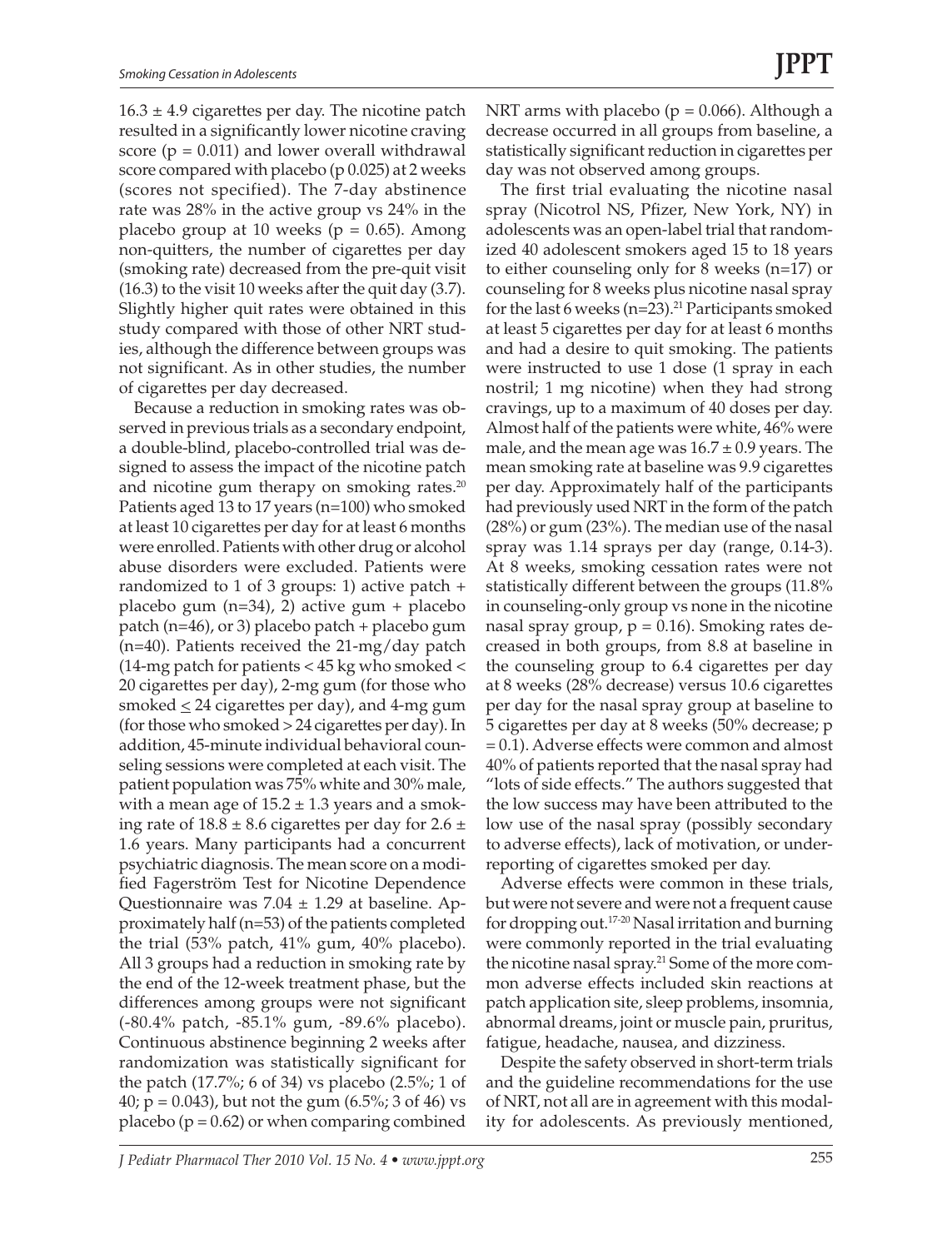16.3 ± 4.9 cigarettes per day. The nicotine patch resulted in a significantly lower nicotine craving score ($p = 0.011$) and lower overall withdrawal score compared with placebo (p 0.025) at 2 weeks (scores not specified). The 7-day abstinence rate was 28% in the active group vs 24% in the placebo group at 10 weeks ($p = 0.65$). Among non-quitters, the number of cigarettes per day (smoking rate) decreased from the pre-quit visit (16.3) to the visit 10 weeks after the quit day (3.7). Slightly higher quit rates were obtained in this study compared with those of other NRT studies, although the difference between groups was not significant. As in other studies, the number of cigarettes per day decreased.

Because a reduction in smoking rates was observed in previous trials as a secondary endpoint, a double-blind, placebo-controlled trial was designed to assess the impact of the nicotine patch and nicotine gum therapy on smoking rates.[20] Patients aged 13 to 17 years (n=100) who smoked at least 10 cigarettes per day for at least 6 months were enrolled. Patients with other drug or alcohol abuse disorders were excluded. Patients were randomized to 1 of 3 groups: 1) active patch + placebo gum (n=34), 2) active gum + placebo patch (n=46), or 3) placebo patch + placebo gum (n=40). Patients received the 21-mg/day patch (14-mg patch for patients < 45 kg who smoked < 20 cigarettes per day), 2-mg gum (for those who smoked ≤ 24 cigarettes per day), and 4-mg gum (for those who smoked > 24 cigarettes per day). In addition, 45-minute individual behavioral counseling sessions were completed at each visit. The patient population was 75% white and 30% male, with a mean age of 15.2 ± 1.3 years and a smoking rate of 18.8 ± 8.6 cigarettes per day for 2.6 ± 1.6 years. Many participants had a concurrent psychiatric diagnosis. The mean score on a modified Fagerström Test for Nicotine Dependence Questionnaire was 7.04 ± 1.29 at baseline. Approximately half (n=53) of the patients completed the trial (53% patch, 41% gum, 40% placebo). All 3 groups had a reduction in smoking rate by the end of the 12-week treatment phase, but the differences among groups were not significant (-80.4% patch, -85.1% gum, -89.6% placebo). Continuous abstinence beginning 2 weeks after randomization was statistically significant for the patch (17.7%; 6 of 34) vs placebo (2.5%; 1 of 40; $p = 0.043$), but not the gum (6.5%; 3 of 46) vs placebo ($p = 0.62$) or when comparing combined NRT arms with placebo ($p = 0.066$). Although a decrease occurred in all groups from baseline, a statistically significant reduction in cigarettes per day was not observed among groups.

The first trial evaluating the nicotine nasal spray (Nicotrol NS, Pfizer, New York, NY) in adolescents was an open-label trial that randomized 40 adolescent smokers aged 15 to 18 years to either counseling only for 8 weeks (n=17) or counseling for 8 weeks plus nicotine nasal spray for the last 6 weeks (n=23).[21] Participants smoked at least 5 cigarettes per day for at least 6 months and had a desire to quit smoking. The patients were instructed to use 1 dose (1 spray in each nostril; 1 mg nicotine) when they had strong cravings, up to a maximum of 40 doses per day. Almost half of the patients were white, 46% were male, and the mean age was 16.7 ± 0.9 years. The mean smoking rate at baseline was 9.9 cigarettes per day. Approximately half of the participants had previously used NRT in the form of the patch (28%) or gum (23%). The median use of the nasal spray was 1.14 sprays per day (range, 0.14-3). At 8 weeks, smoking cessation rates were not statistically different between the groups (11.8% in counseling-only group vs none in the nicotine nasal spray group, $p = 0.16$). Smoking rates decreased in both groups, from 8.8 at baseline in the counseling group to 6.4 cigarettes per day at 8 weeks (28% decrease) versus 10.6 cigarettes per day for the nasal spray group at baseline to 5 cigarettes per day at 8 weeks (50% decrease; $p = 0.1$). Adverse effects were common and almost 40% of patients reported that the nasal spray had "lots of side effects." The authors suggested that the low success may have been attributed to the low use of the nasal spray (possibly secondary to adverse effects), lack of motivation, or underreporting of cigarettes smoked per day.

Adverse effects were common in these trials, but were not severe and were not a frequent cause for dropping out.[17-20] Nasal irritation and burning were commonly reported in the trial evaluating the nicotine nasal spray.[21] Some of the more common adverse effects included skin reactions at patch application site, sleep problems, insomnia, abnormal dreams, joint or muscle pain, pruritus, fatigue, headache, nausea, and dizziness.

Despite the safety observed in short-term trials and the guideline recommendations for the use of NRT, not all are in agreement with this modality for adolescents. As previously mentioned,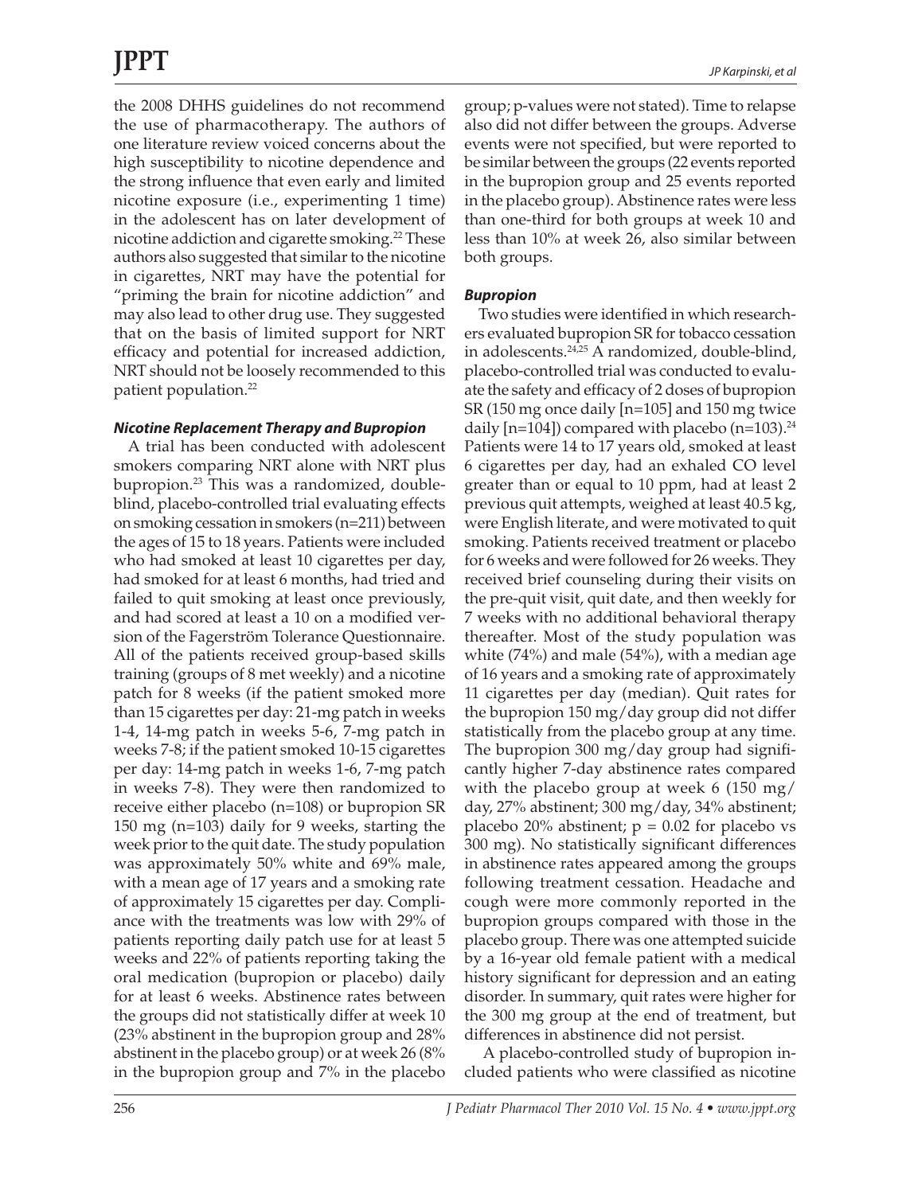the 2008 DHHS guidelines do not recommend the use of pharmacotherapy. The authors of one literature review voiced concerns about the high susceptibility to nicotine dependence and the strong influence that even early and limited nicotine exposure (i.e., experimenting 1 time) in the adolescent has on later development of nicotine addiction and cigarette smoking.[22] These authors also suggested that similar to the nicotine in cigarettes, NRT may have the potential for "priming the brain for nicotine addiction" and may also lead to other drug use. They suggested that on the basis of limited support for NRT efficacy and potential for increased addiction, NRT should not be loosely recommended to this patient population.[22]

### *Nicotine Replacement Therapy and Bupropion*

A trial has been conducted with adolescent smokers comparing NRT alone with NRT plus bupropion.[23] This was a randomized, double-blind, placebo-controlled trial evaluating effects on smoking cessation in smokers (n=211) between the ages of 15 to 18 years. Patients were included who had smoked at least 10 cigarettes per day, had smoked for at least 6 months, had tried and failed to quit smoking at least once previously, and had scored at least a 10 on a modified version of the Fagerström Tolerance Questionnaire. All of the patients received group-based skills training (groups of 8 met weekly) and a nicotine patch for 8 weeks (if the patient smoked more than 15 cigarettes per day: 21-mg patch in weeks 1-4, 14-mg patch in weeks 5-6, 7-mg patch in weeks 7-8; if the patient smoked 10-15 cigarettes per day: 14-mg patch in weeks 1-6, 7-mg patch in weeks 7-8). They were then randomized to receive either placebo (n=108) or bupropion SR 150 mg (n=103) daily for 9 weeks, starting the week prior to the quit date. The study population was approximately 50% white and 69% male, with a mean age of 17 years and a smoking rate of approximately 15 cigarettes per day. Compliance with the treatments was low with 29% of patients reporting daily patch use for at least 5 weeks and 22% of patients reporting taking the oral medication (bupropion or placebo) daily for at least 6 weeks. Abstinence rates between the groups did not statistically differ at week 10 (23% abstinent in the bupropion group and 28% abstinent in the placebo group) or at week 26 (8% in the bupropion group and 7% in the placebo group; p-values were not stated). Time to relapse also did not differ between the groups. Adverse events were not specified, but were reported to be similar between the groups (22 events reported in the bupropion group and 25 events reported in the placebo group). Abstinence rates were less than one-third for both groups at week 10 and less than 10% at week 26, also similar between both groups.

### *Bupropion*

Two studies were identified in which researchers evaluated bupropion SR for tobacco cessation in adolescents.[24,25] A randomized, double-blind, placebo-controlled trial was conducted to evaluate the safety and efficacy of 2 doses of bupropion SR (150 mg once daily [n=105] and 150 mg twice daily [n=104]) compared with placebo (n=103).[24] Patients were 14 to 17 years old, smoked at least 6 cigarettes per day, had an exhaled CO level greater than or equal to 10 ppm, had at least 2 previous quit attempts, weighed at least 40.5 kg, were English literate, and were motivated to quit smoking. Patients received treatment or placebo for 6 weeks and were followed for 26 weeks. They received brief counseling during their visits on the pre-quit visit, quit date, and then weekly for 7 weeks with no additional behavioral therapy thereafter. Most of the study population was white (74%) and male (54%), with a median age of 16 years and a smoking rate of approximately 11 cigarettes per day (median). Quit rates for the bupropion 150 mg/day group did not differ statistically from the placebo group at any time. The bupropion 300 mg/day group had significantly higher 7-day abstinence rates compared with the placebo group at week 6 (150 mg/day, 27% abstinent; 300 mg/day, 34% abstinent; placebo 20% abstinent; $p = 0.02$ for placebo vs 300 mg). No statistically significant differences in abstinence rates appeared among the groups following treatment cessation. Headache and cough were more commonly reported in the bupropion groups compared with those in the placebo group. There was one attempted suicide by a 16-year old female patient with a medical history significant for depression and an eating disorder. In summary, quit rates were higher for the 300 mg group at the end of treatment, but differences in abstinence did not persist.

A placebo-controlled study of bupropion included patients who were classified as nicotine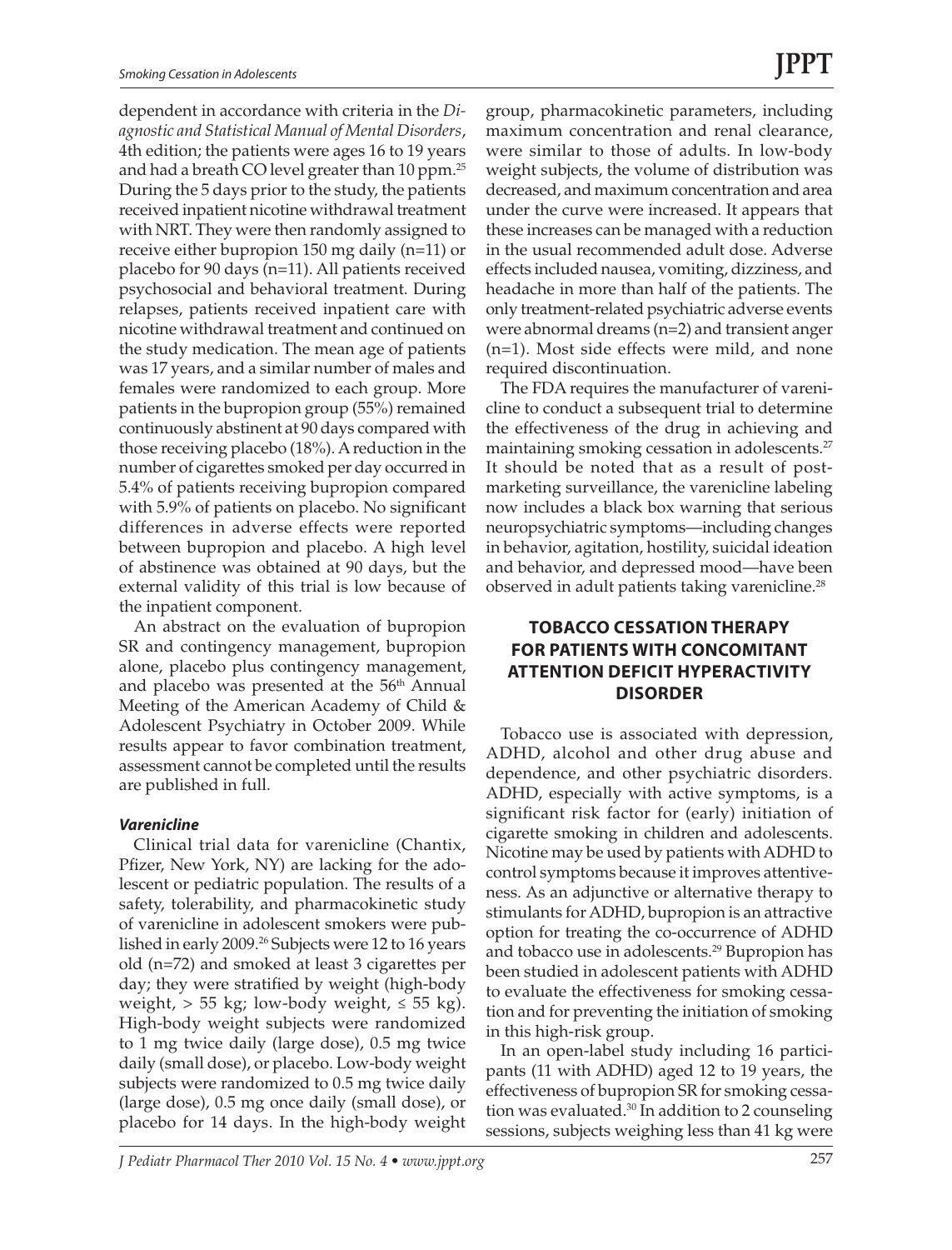dependent in accordance with criteria in the *Diagnostic and Statistical Manual of Mental Disorders*, 4th edition; the patients were ages 16 to 19 years and had a breath CO level greater than 10 ppm.[25] During the 5 days prior to the study, the patients received inpatient nicotine withdrawal treatment with NRT. They were then randomly assigned to receive either bupropion 150 mg daily (n=11) or placebo for 90 days (n=11). All patients received psychosocial and behavioral treatment. During relapses, patients received inpatient care with nicotine withdrawal treatment and continued on the study medication. The mean age of patients was 17 years, and a similar number of males and females were randomized to each group. More patients in the bupropion group (55%) remained continuously abstinent at 90 days compared with those receiving placebo (18%). A reduction in the number of cigarettes smoked per day occurred in 5.4% of patients receiving bupropion compared with 5.9% of patients on placebo. No significant differences in adverse effects were reported between bupropion and placebo. A high level of abstinence was obtained at 90 days, but the external validity of this trial is low because of the inpatient component.

An abstract on the evaluation of bupropion SR and contingency management, bupropion alone, placebo plus contingency management, and placebo was presented at the 56th Annual Meeting of the American Academy of Child & Adolescent Psychiatry in October 2009. While results appear to favor combination treatment, assessment cannot be completed until the results are published in full.

#### *Varenicline*

Clinical trial data for varenicline (Chantix, Pfizer, New York, NY) are lacking for the adolescent or pediatric population. The results of a safety, tolerability, and pharmacokinetic study of varenicline in adolescent smokers were published in early 2009.[26] Subjects were 12 to 16 years old (n=72) and smoked at least 3 cigarettes per day; they were stratified by weight (high-body weight, > 55 kg; low-body weight, ≤ 55 kg). High-body weight subjects were randomized to 1 mg twice daily (large dose), 0.5 mg twice daily (small dose), or placebo. Low-body weight subjects were randomized to 0.5 mg twice daily (large dose), 0.5 mg once daily (small dose), or placebo for 14 days. In the high-body weight group, pharmacokinetic parameters, including maximum concentration and renal clearance, were similar to those of adults. In low-body weight subjects, the volume of distribution was decreased, and maximum concentration and area under the curve were increased. It appears that these increases can be managed with a reduction in the usual recommended adult dose. Adverse effects included nausea, vomiting, dizziness, and headache in more than half of the patients. The only treatment-related psychiatric adverse events were abnormal dreams (n=2) and transient anger (n=1). Most side effects were mild, and none required discontinuation.

The FDA requires the manufacturer of varenicline to conduct a subsequent trial to determine the effectiveness of the drug in achieving and maintaining smoking cessation in adolescents.[27] It should be noted that as a result of postmarketing surveillance, the varenicline labeling now includes a black box warning that serious neuropsychiatric symptoms—including changes in behavior, agitation, hostility, suicidal ideation and behavior, and depressed mood—have been observed in adult patients taking varenicline.[28]

## TOBACCO CESSATION THERAPY FOR PATIENTS WITH CONCOMITANT ATTENTION DEFICIT HYPERACTIVITY DISORDER

Tobacco use is associated with depression, ADHD, alcohol and other drug abuse and dependence, and other psychiatric disorders. ADHD, especially with active symptoms, is a significant risk factor for (early) initiation of cigarette smoking in children and adolescents. Nicotine may be used by patients with ADHD to control symptoms because it improves attentiveness. As an adjunctive or alternative therapy to stimulants for ADHD, bupropion is an attractive option for treating the co-occurrence of ADHD and tobacco use in adolescents.[29] Bupropion has been studied in adolescent patients with ADHD to evaluate the effectiveness for smoking cessation and for preventing the initiation of smoking in this high-risk group.

In an open-label study including 16 participants (11 with ADHD) aged 12 to 19 years, the effectiveness of bupropion SR for smoking cessation was evaluated.[30] In addition to 2 counseling sessions, subjects weighing less than 41 kg were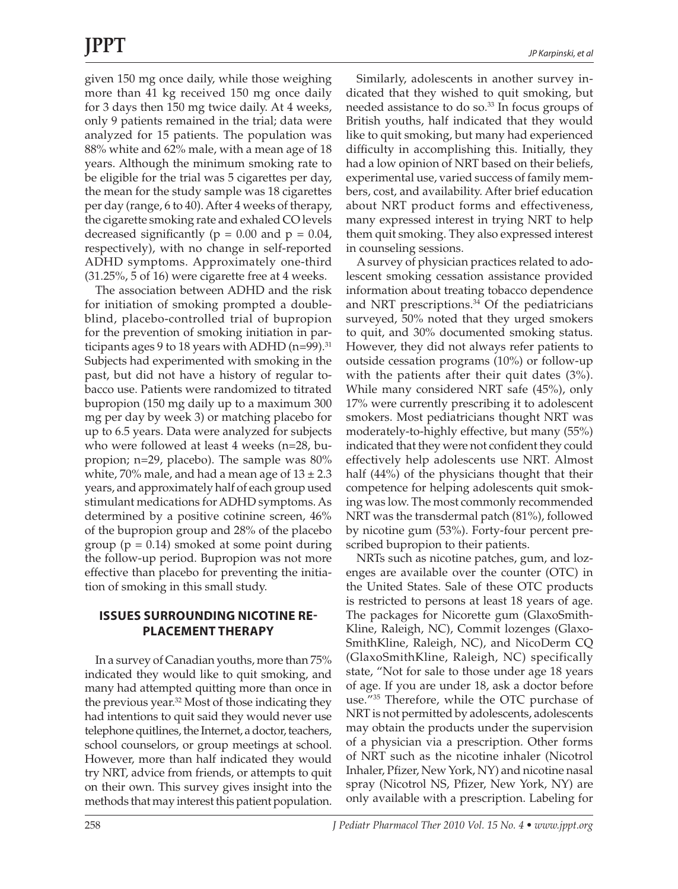given 150 mg once daily, while those weighing more than 41 kg received 150 mg once daily for 3 days then 150 mg twice daily. At 4 weeks, only 9 patients remained in the trial; data were analyzed for 15 patients. The population was 88% white and 62% male, with a mean age of 18 years. Although the minimum smoking rate to be eligible for the trial was 5 cigarettes per day, the mean for the study sample was 18 cigarettes per day (range, 6 to 40). After 4 weeks of therapy, the cigarette smoking rate and exhaled CO levels decreased significantly ($p = 0.00$ and $p = 0.04$, respectively), with no change in self-reported ADHD symptoms. Approximately one-third (31.25%, 5 of 16) were cigarette free at 4 weeks.

The association between ADHD and the risk for initiation of smoking prompted a double-blind, placebo-controlled trial of bupropion for the prevention of smoking initiation in participants ages 9 to 18 years with ADHD (n=99).[31] Subjects had experimented with smoking in the past, but did not have a history of regular tobacco use. Patients were randomized to titrated bupropion (150 mg daily up to a maximum 300 mg per day by week 3) or matching placebo for up to 6.5 years. Data were analyzed for subjects who were followed at least 4 weeks (n=28, bupropion; n=29, placebo). The sample was 80% white, 70% male, and had a mean age of $13 \pm 2.3$ years, and approximately half of each group used stimulant medications for ADHD symptoms. As determined by a positive cotinine screen, 46% of the bupropion group and 28% of the placebo group ($p = 0.14$) smoked at some point during the follow-up period. Bupropion was not more effective than placebo for preventing the initiation of smoking in this small study.

## ISSUES SURROUNDING NICOTINE REPLACEMENT THERAPY

In a survey of Canadian youths, more than 75% indicated they would like to quit smoking, and many had attempted quitting more than once in the previous year.[32] Most of those indicating they had intentions to quit said they would never use telephone quitlines, the Internet, a doctor, teachers, school counselors, or group meetings at school. However, more than half indicated they would try NRT, advice from friends, or attempts to quit on their own. This survey gives insight into the methods that may interest this patient population.

Similarly, adolescents in another survey indicated that they wished to quit smoking, but needed assistance to do so.[33] In focus groups of British youths, half indicated that they would like to quit smoking, but many had experienced difficulty in accomplishing this. Initially, they had a low opinion of NRT based on their beliefs, experimental use, varied success of family members, cost, and availability. After brief education about NRT product forms and effectiveness, many expressed interest in trying NRT to help them quit smoking. They also expressed interest in counseling sessions.

A survey of physician practices related to adolescent smoking cessation assistance provided information about treating tobacco dependence and NRT prescriptions.[34] Of the pediatricians surveyed, 50% noted that they urged smokers to quit, and 30% documented smoking status. However, they did not always refer patients to outside cessation programs (10%) or follow-up with the patients after their quit dates (3%). While many considered NRT safe (45%), only 17% were currently prescribing it to adolescent smokers. Most pediatricians thought NRT was moderately-to-highly effective, but many (55%) indicated that they were not confident they could effectively help adolescents use NRT. Almost half (44%) of the physicians thought that their competence for helping adolescents quit smoking was low. The most commonly recommended NRT was the transdermal patch (81%), followed by nicotine gum (53%). Forty-four percent prescribed bupropion to their patients.

NRTs such as nicotine patches, gum, and lozenges are available over the counter (OTC) in the United States. Sale of these OTC products is restricted to persons at least 18 years of age. The packages for Nicorette gum (GlaxoSmithKline, Raleigh, NC), Commit lozenges (GlaxoSmithKline, Raleigh, NC), and NicoDerm CQ (GlaxoSmithKline, Raleigh, NC) specifically state, "Not for sale to those under age 18 years of age. If you are under 18, ask a doctor before use."[35] Therefore, while the OTC purchase of NRT is not permitted by adolescents, adolescents may obtain the products under the supervision of a physician via a prescription. Other forms of NRT such as the nicotine inhaler (Nicotrol Inhaler, Pfizer, New York, NY) and nicotine nasal spray (Nicotrol NS, Pfizer, New York, NY) are only available with a prescription. Labeling for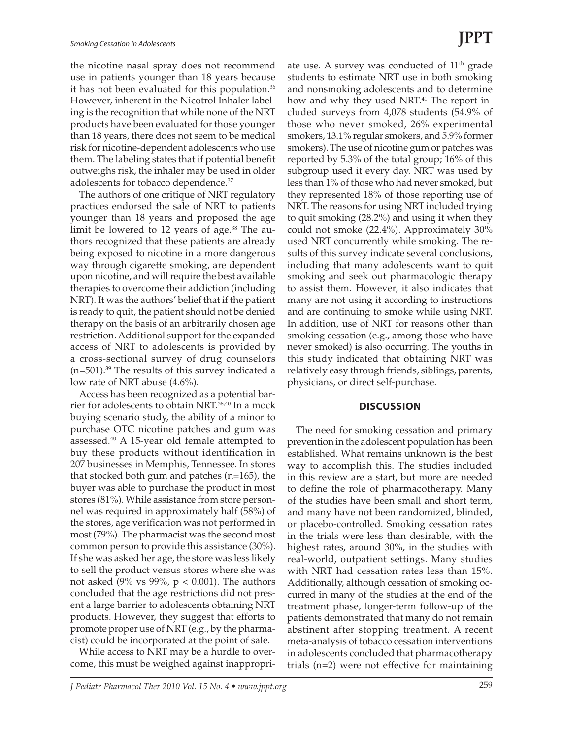the nicotine nasal spray does not recommend use in patients younger than 18 years because it has not been evaluated for this population.[36] However, inherent in the Nicotrol Inhaler labeling is the recognition that while none of the NRT products have been evaluated for those younger than 18 years, there does not seem to be medical risk for nicotine-dependent adolescents who use them. The labeling states that if potential benefit outweighs risk, the inhaler may be used in older adolescents for tobacco dependence.[37]

The authors of one critique of NRT regulatory practices endorsed the sale of NRT to patients younger than 18 years and proposed the age limit be lowered to 12 years of age.[38] The authors recognized that these patients are already being exposed to nicotine in a more dangerous way through cigarette smoking, are dependent upon nicotine, and will require the best available therapies to overcome their addiction (including NRT). It was the authors' belief that if the patient is ready to quit, the patient should not be denied therapy on the basis of an arbitrarily chosen age restriction. Additional support for the expanded access of NRT to adolescents is provided by a cross-sectional survey of drug counselors (n=501).[39] The results of this survey indicated a low rate of NRT abuse (4.6%).

Access has been recognized as a potential barrier for adolescents to obtain NRT.[38,40] In a mock buying scenario study, the ability of a minor to purchase OTC nicotine patches and gum was assessed.[40] A 15-year old female attempted to buy these products without identification in 207 businesses in Memphis, Tennessee. In stores that stocked both gum and patches (n=165), the buyer was able to purchase the product in most stores (81%). While assistance from store personnel was required in approximately half (58%) of the stores, age verification was not performed in most (79%). The pharmacist was the second most common person to provide this assistance (30%). If she was asked her age, the store was less likely to sell the product versus stores where she was not asked (9% vs 99%, $p < 0.001$). The authors concluded that the age restrictions did not present a large barrier to adolescents obtaining NRT products. However, they suggest that efforts to promote proper use of NRT (e.g., by the pharmacist) could be incorporated at the point of sale.

While access to NRT may be a hurdle to overcome, this must be weighed against inappropriate use. A survey was conducted of 11th grade students to estimate NRT use in both smoking and nonsmoking adolescents and to determine how and why they used NRT.[41] The report included surveys from 4,078 students (54.9% of those who never smoked, 26% experimental smokers, 13.1% regular smokers, and 5.9% former smokers). The use of nicotine gum or patches was reported by 5.3% of the total group; 16% of this subgroup used it every day. NRT was used by less than 1% of those who had never smoked, but they represented 18% of those reporting use of NRT. The reasons for using NRT included trying to quit smoking (28.2%) and using it when they could not smoke (22.4%). Approximately 30% used NRT concurrently while smoking. The results of this survey indicate several conclusions, including that many adolescents want to quit smoking and seek out pharmacologic therapy to assist them. However, it also indicates that many are not using it according to instructions and are continuing to smoke while using NRT. In addition, use of NRT for reasons other than smoking cessation (e.g., among those who have never smoked) is also occurring. The youths in this study indicated that obtaining NRT was relatively easy through friends, siblings, parents, physicians, or direct self-purchase.

## DISCUSSION

The need for smoking cessation and primary prevention in the adolescent population has been established. What remains unknown is the best way to accomplish this. The studies included in this review are a start, but more are needed to define the role of pharmacotherapy. Many of the studies have been small and short term, and many have not been randomized, blinded, or placebo-controlled. Smoking cessation rates in the trials were less than desirable, with the highest rates, around 30%, in the studies with real-world, outpatient settings. Many studies with NRT had cessation rates less than 15%. Additionally, although cessation of smoking occurred in many of the studies at the end of the treatment phase, longer-term follow-up of the patients demonstrated that many do not remain abstinent after stopping treatment. A recent meta-analysis of tobacco cessation interventions in adolescents concluded that pharmacotherapy trials (n=2) were not effective for maintaining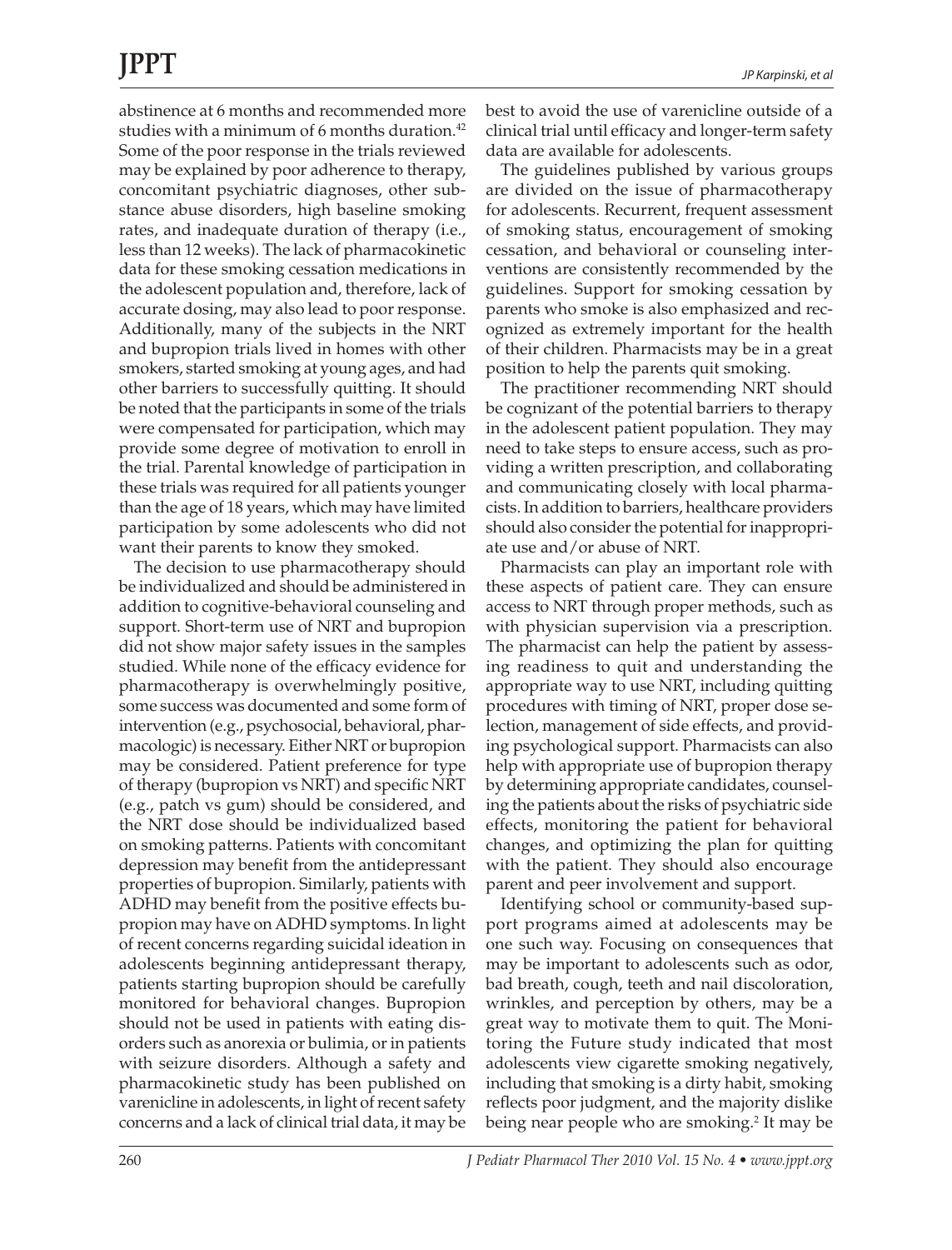abstinence at 6 months and recommended more studies with a minimum of 6 months duration.[42] Some of the poor response in the trials reviewed may be explained by poor adherence to therapy, concomitant psychiatric diagnoses, other substance abuse disorders, high baseline smoking rates, and inadequate duration of therapy (i.e., less than 12 weeks). The lack of pharmacokinetic data for these smoking cessation medications in the adolescent population and, therefore, lack of accurate dosing, may also lead to poor response. Additionally, many of the subjects in the NRT and bupropion trials lived in homes with other smokers, started smoking at young ages, and had other barriers to successfully quitting. It should be noted that the participants in some of the trials were compensated for participation, which may provide some degree of motivation to enroll in the trial. Parental knowledge of participation in these trials was required for all patients younger than the age of 18 years, which may have limited participation by some adolescents who did not want their parents to know they smoked.

The decision to use pharmacotherapy should be individualized and should be administered in addition to cognitive-behavioral counseling and support. Short-term use of NRT and bupropion did not show major safety issues in the samples studied. While none of the efficacy evidence for pharmacotherapy is overwhelmingly positive, some success was documented and some form of intervention (e.g., psychosocial, behavioral, pharmacologic) is necessary. Either NRT or bupropion may be considered. Patient preference for type of therapy (bupropion vs NRT) and specific NRT (e.g., patch vs gum) should be considered, and the NRT dose should be individualized based on smoking patterns. Patients with concomitant depression may benefit from the antidepressant properties of bupropion. Similarly, patients with ADHD may benefit from the positive effects bupropion may have on ADHD symptoms. In light of recent concerns regarding suicidal ideation in adolescents beginning antidepressant therapy, patients starting bupropion should be carefully monitored for behavioral changes. Bupropion should not be used in patients with eating disorders such as anorexia or bulimia, or in patients with seizure disorders. Although a safety and pharmacokinetic study has been published on varenicline in adolescents, in light of recent safety concerns and a lack of clinical trial data, it may be best to avoid the use of varenicline outside of a clinical trial until efficacy and longer-term safety data are available for adolescents.

The guidelines published by various groups are divided on the issue of pharmacotherapy for adolescents. Recurrent, frequent assessment of smoking status, encouragement of smoking cessation, and behavioral or counseling interventions are consistently recommended by the guidelines. Support for smoking cessation by parents who smoke is also emphasized and recognized as extremely important for the health of their children. Pharmacists may be in a great position to help the parents quit smoking.

The practitioner recommending NRT should be cognizant of the potential barriers to therapy in the adolescent patient population. They may need to take steps to ensure access, such as providing a written prescription, and collaborating and communicating closely with local pharmacists. In addition to barriers, healthcare providers should also consider the potential for inappropriate use and/or abuse of NRT.

Pharmacists can play an important role with these aspects of patient care. They can ensure access to NRT through proper methods, such as with physician supervision via a prescription. The pharmacist can help the patient by assessing readiness to quit and understanding the appropriate way to use NRT, including quitting procedures with timing of NRT, proper dose selection, management of side effects, and providing psychological support. Pharmacists can also help with appropriate use of bupropion therapy by determining appropriate candidates, counseling the patients about the risks of psychiatric side effects, monitoring the patient for behavioral changes, and optimizing the plan for quitting with the patient. They should also encourage parent and peer involvement and support.

Identifying school or community-based support programs aimed at adolescents may be one such way. Focusing on consequences that may be important to adolescents such as odor, bad breath, cough, teeth and nail discoloration, wrinkles, and perception by others, may be a great way to motivate them to quit. The Monitoring the Future study indicated that most adolescents view cigarette smoking negatively, including that smoking is a dirty habit, smoking reflects poor judgment, and the majority dislike being near people who are smoking.[2] It may be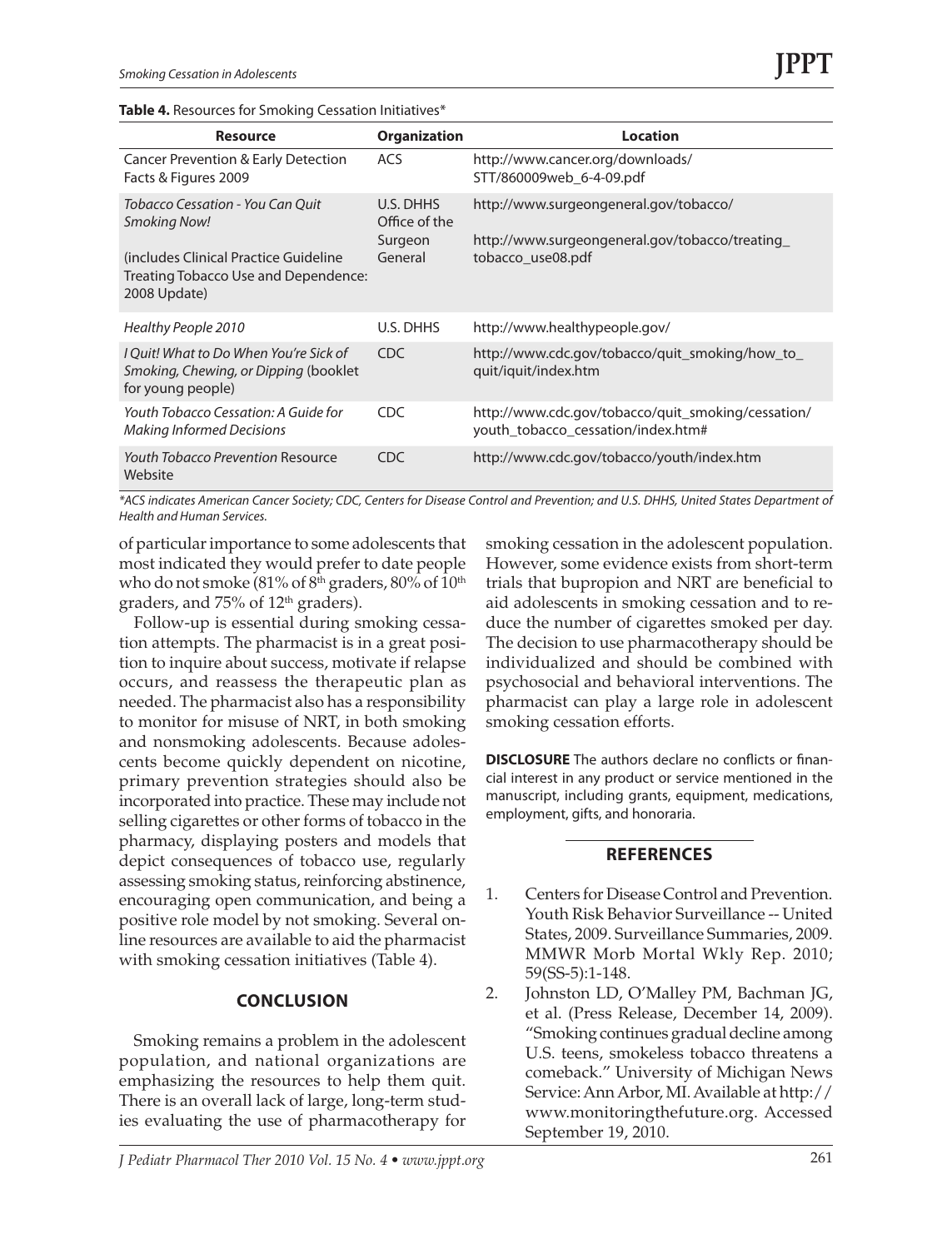**Table 4.** Resources for Smoking Cessation Initiatives*

| Resource | Organization | Location |
|---|---|---|
| Cancer Prevention & Early Detection Facts & Figures 2009 | ACS | http://www.cancer.org/downloads/STT/860009web_6-4-09.pdf |
| *Tobacco Cessation - You Can Quit Smoking Now!* (includes Clinical Practice Guideline Treating Tobacco Use and Dependence: 2008 Update) | U.S. DHHS Office of the Surgeon General | http://www.surgeongeneral.gov/tobacco/ http://www.surgeongeneral.gov/tobacco/treating_tobacco_use08.pdf |
| *Healthy People 2010* | U.S. DHHS | http://www.healthypeople.gov/ |
| *I Quit! What to Do When You're Sick of Smoking, Chewing, or Dipping* (booklet for young people) | CDC | http://www.cdc.gov/tobacco/quit_smoking/how_to_quit/iquit/index.htm |
| *Youth Tobacco Cessation: A Guide for Making Informed Decisions* | CDC | http://www.cdc.gov/tobacco/quit_smoking/cessation/youth_tobacco_cessation/index.htm# |
| *Youth Tobacco Prevention* Resource Website | CDC | http://www.cdc.gov/tobacco/youth/index.htm |

*\*ACS indicates American Cancer Society; CDC, Centers for Disease Control and Prevention; and U.S. DHHS, United States Department of Health and Human Services.*

of particular importance to some adolescents that most indicated they would prefer to date people who do not smoke (81% of 8th graders, 80% of 10th graders, and 75% of 12th graders).

Follow-up is essential during smoking cessation attempts. The pharmacist is in a great position to inquire about success, motivate if relapse occurs, and reassess the therapeutic plan as needed. The pharmacist also has a responsibility to monitor for misuse of NRT, in both smoking and nonsmoking adolescents. Because adolescents become quickly dependent on nicotine, primary prevention strategies should also be incorporated into practice. These may include not selling cigarettes or other forms of tobacco in the pharmacy, displaying posters and models that depict consequences of tobacco use, regularly assessing smoking status, reinforcing abstinence, encouraging open communication, and being a positive role model by not smoking. Several online resources are available to aid the pharmacist with smoking cessation initiatives (Table 4).

## CONCLUSION

Smoking remains a problem in the adolescent population, and national organizations are emphasizing the resources to help them quit. There is an overall lack of large, long-term studies evaluating the use of pharmacotherapy for smoking cessation in the adolescent population. However, some evidence exists from short-term trials that bupropion and NRT are beneficial to aid adolescents in smoking cessation and to reduce the number of cigarettes smoked per day. The decision to use pharmacotherapy should be individualized and should be combined with psychosocial and behavioral interventions. The pharmacist can play a large role in adolescent smoking cessation efforts.

**DISCLOSURE** The authors declare no conflicts or financial interest in any product or service mentioned in the manuscript, including grants, equipment, medications, employment, gifts, and honoraria.

## REFERENCES

1. Centers for Disease Control and Prevention. Youth Risk Behavior Surveillance -- United States, 2009. Surveillance Summaries, 2009. MMWR Morb Mortal Wkly Rep. 2010; 59(SS-5):1-148.
2. Johnston LD, O'Malley PM, Bachman JG, et al. (Press Release, December 14, 2009). "Smoking continues gradual decline among U.S. teens, smokeless tobacco threatens a comeback." University of Michigan News Service: Ann Arbor, MI. Available at http://www.monitoringthefuture.org. Accessed September 19, 2010.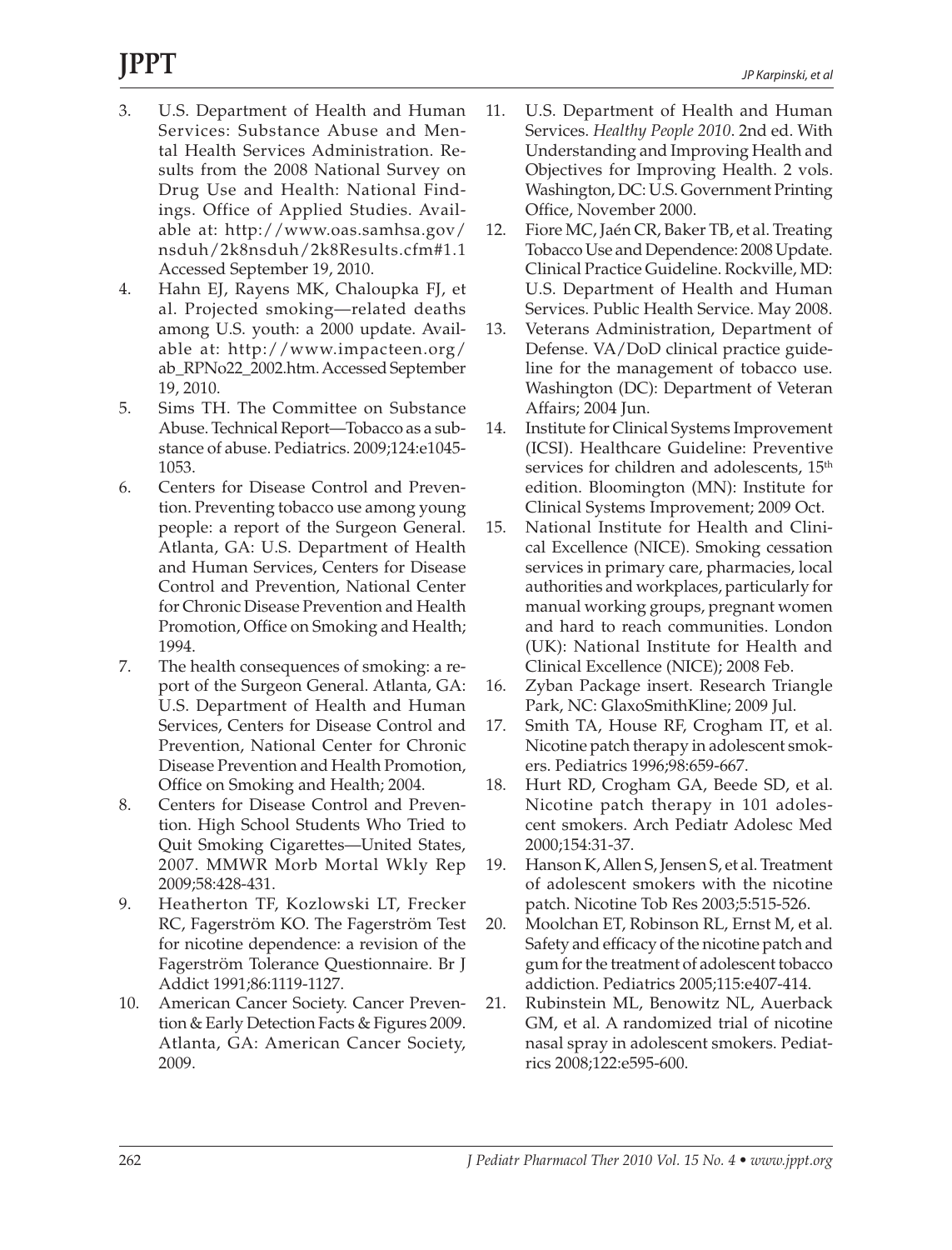3. U.S. Department of Health and Human Services: Substance Abuse and Mental Health Services Administration. Results from the 2008 National Survey on Drug Use and Health: National Findings. Office of Applied Studies. Available at: http://www.oas.samhsa.gov/nsduh/2k8nsduh/2k8Results.cfm#1.1 Accessed September 19, 2010.
4. Hahn EJ, Rayens MK, Chaloupka FJ, et al. Projected smoking—related deaths among U.S. youth: a 2000 update. Available at: http://www.impacteen.org/ab_RPNo22_2002.htm. Accessed September 19, 2010.
5. Sims TH. The Committee on Substance Abuse. Technical Report—Tobacco as a substance of abuse. Pediatrics. 2009;124:e1045-1053.
6. Centers for Disease Control and Prevention. Preventing tobacco use among young people: a report of the Surgeon General. Atlanta, GA: U.S. Department of Health and Human Services, Centers for Disease Control and Prevention, National Center for Chronic Disease Prevention and Health Promotion, Office on Smoking and Health; 1994.
7. The health consequences of smoking: a report of the Surgeon General. Atlanta, GA: U.S. Department of Health and Human Services, Centers for Disease Control and Prevention, National Center for Chronic Disease Prevention and Health Promotion, Office on Smoking and Health; 2004.
8. Centers for Disease Control and Prevention. High School Students Who Tried to Quit Smoking Cigarettes—United States, 2007. MMWR Morb Mortal Wkly Rep 2009;58:428-431.
9. Heatherton TF, Kozlowski LT, Frecker RC, Fagerström KO. The Fagerström Test for nicotine dependence: a revision of the Fagerström Tolerance Questionnaire. Br J Addict 1991;86:1119-1127.
10. American Cancer Society. Cancer Prevention & Early Detection Facts & Figures 2009. Atlanta, GA: American Cancer Society, 2009.
11. U.S. Department of Health and Human Services. *Healthy People 2010*. 2nd ed. With Understanding and Improving Health and Objectives for Improving Health. 2 vols. Washington, DC: U.S. Government Printing Office, November 2000.
12. Fiore MC, Jaén CR, Baker TB, et al. Treating Tobacco Use and Dependence: 2008 Update. Clinical Practice Guideline. Rockville, MD: U.S. Department of Health and Human Services. Public Health Service. May 2008.
13. Veterans Administration, Department of Defense. VA/DoD clinical practice guideline for the management of tobacco use. Washington (DC): Department of Veteran Affairs; 2004 Jun.
14. Institute for Clinical Systems Improvement (ICSI). Healthcare Guideline: Preventive services for children and adolescents, 15th edition. Bloomington (MN): Institute for Clinical Systems Improvement; 2009 Oct.
15. National Institute for Health and Clinical Excellence (NICE). Smoking cessation services in primary care, pharmacies, local authorities and workplaces, particularly for manual working groups, pregnant women and hard to reach communities. London (UK): National Institute for Health and Clinical Excellence (NICE); 2008 Feb.
16. Zyban Package insert. Research Triangle Park, NC: GlaxoSmithKline; 2009 Jul.
17. Smith TA, House RF, Crogham IT, et al. Nicotine patch therapy in adolescent smokers. Pediatrics 1996;98:659-667.
18. Hurt RD, Crogham GA, Beede SD, et al. Nicotine patch therapy in 101 adolescent smokers. Arch Pediatr Adolesc Med 2000;154:31-37.
19. Hanson K, Allen S, Jensen S, et al. Treatment of adolescent smokers with the nicotine patch. Nicotine Tob Res 2003;5:515-526.
20. Moolchan ET, Robinson RL, Ernst M, et al. Safety and efficacy of the nicotine patch and gum for the treatment of adolescent tobacco addiction. Pediatrics 2005;115:e407-414.
21. Rubinstein ML, Benowitz NL, Auerback GM, et al. A randomized trial of nicotine nasal spray in adolescent smokers. Pediatrics 2008;122:e595-600.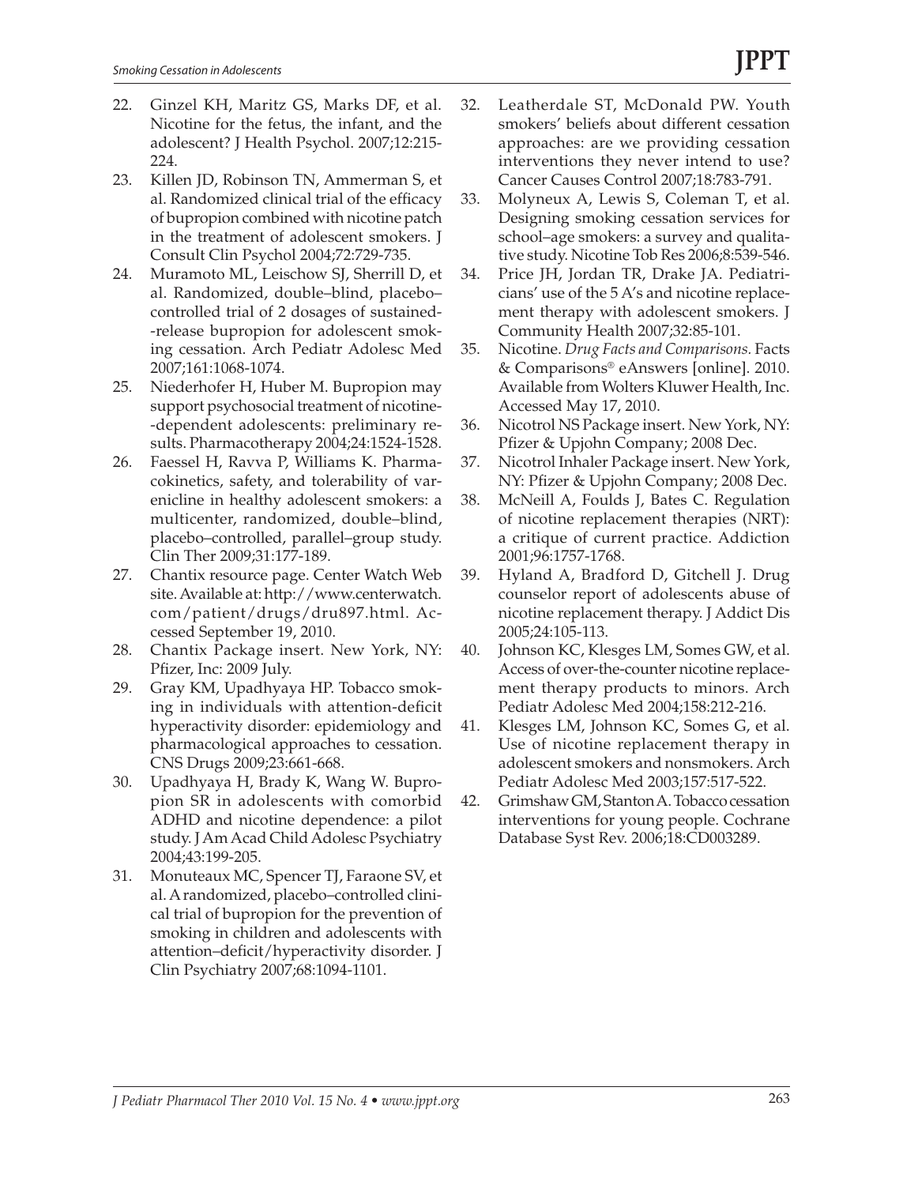22. Ginzel KH, Maritz GS, Marks DF, et al. Nicotine for the fetus, the infant, and the adolescent? J Health Psychol. 2007;12:215-224.
23. Killen JD, Robinson TN, Ammerman S, et al. Randomized clinical trial of the efficacy of bupropion combined with nicotine patch in the treatment of adolescent smokers. J Consult Clin Psychol 2004;72:729-735.
24. Muramoto ML, Leischow SJ, Sherrill D, et al. Randomized, double–blind, placebo–controlled trial of 2 dosages of sustained--release bupropion for adolescent smoking cessation. Arch Pediatr Adolesc Med 2007;161:1068-1074.
25. Niederhofer H, Huber M. Bupropion may support psychosocial treatment of nicotine--dependent adolescents: preliminary results. Pharmacotherapy 2004;24:1524-1528.
26. Faessel H, Ravva P, Williams K. Pharmacokinetics, safety, and tolerability of varenicline in healthy adolescent smokers: a multicenter, randomized, double–blind, placebo–controlled, parallel–group study. Clin Ther 2009;31:177-189.
27. Chantix resource page. Center Watch Web site. Available at: http://www.centerwatch.com/patient/drugs/dru897.html. Accessed September 19, 2010.
28. Chantix Package insert. New York, NY: Pfizer, Inc: 2009 July.
29. Gray KM, Upadhyaya HP. Tobacco smoking in individuals with attention-deficit hyperactivity disorder: epidemiology and pharmacological approaches to cessation. CNS Drugs 2009;23:661-668.
30. Upadhyaya H, Brady K, Wang W. Bupropion SR in adolescents with comorbid ADHD and nicotine dependence: a pilot study. J Am Acad Child Adolesc Psychiatry 2004;43:199-205.
31. Monuteaux MC, Spencer TJ, Faraone SV, et al. A randomized, placebo–controlled clinical trial of bupropion for the prevention of smoking in children and adolescents with attention–deficit/hyperactivity disorder. J Clin Psychiatry 2007;68:1094-1101.
32. Leatherdale ST, McDonald PW. Youth smokers' beliefs about different cessation approaches: are we providing cessation interventions they never intend to use? Cancer Causes Control 2007;18:783-791.
33. Molyneux A, Lewis S, Coleman T, et al. Designing smoking cessation services for school–age smokers: a survey and qualitative study. Nicotine Tob Res 2006;8:539-546.
34. Price JH, Jordan TR, Drake JA. Pediatricians' use of the 5 A's and nicotine replacement therapy with adolescent smokers. J Community Health 2007;32:85-101.
35. Nicotine. *Drug Facts and Comparisons.* Facts & Comparisons® eAnswers [online]. 2010. Available from Wolters Kluwer Health, Inc. Accessed May 17, 2010.
36. Nicotrol NS Package insert. New York, NY: Pfizer & Upjohn Company; 2008 Dec.
37. Nicotrol Inhaler Package insert. New York, NY: Pfizer & Upjohn Company; 2008 Dec.
38. McNeill A, Foulds J, Bates C. Regulation of nicotine replacement therapies (NRT): a critique of current practice. Addiction 2001;96:1757-1768.
39. Hyland A, Bradford D, Gitchell J. Drug counselor report of adolescents abuse of nicotine replacement therapy. J Addict Dis 2005;24:105-113.
40. Johnson KC, Klesges LM, Somes GW, et al. Access of over-the-counter nicotine replacement therapy products to minors. Arch Pediatr Adolesc Med 2004;158:212-216.
41. Klesges LM, Johnson KC, Somes G, et al. Use of nicotine replacement therapy in adolescent smokers and nonsmokers. Arch Pediatr Adolesc Med 2003;157:517-522.
42. Grimshaw GM, Stanton A. Tobacco cessation interventions for young people. Cochrane Database Syst Rev. 2006;18:CD003289.